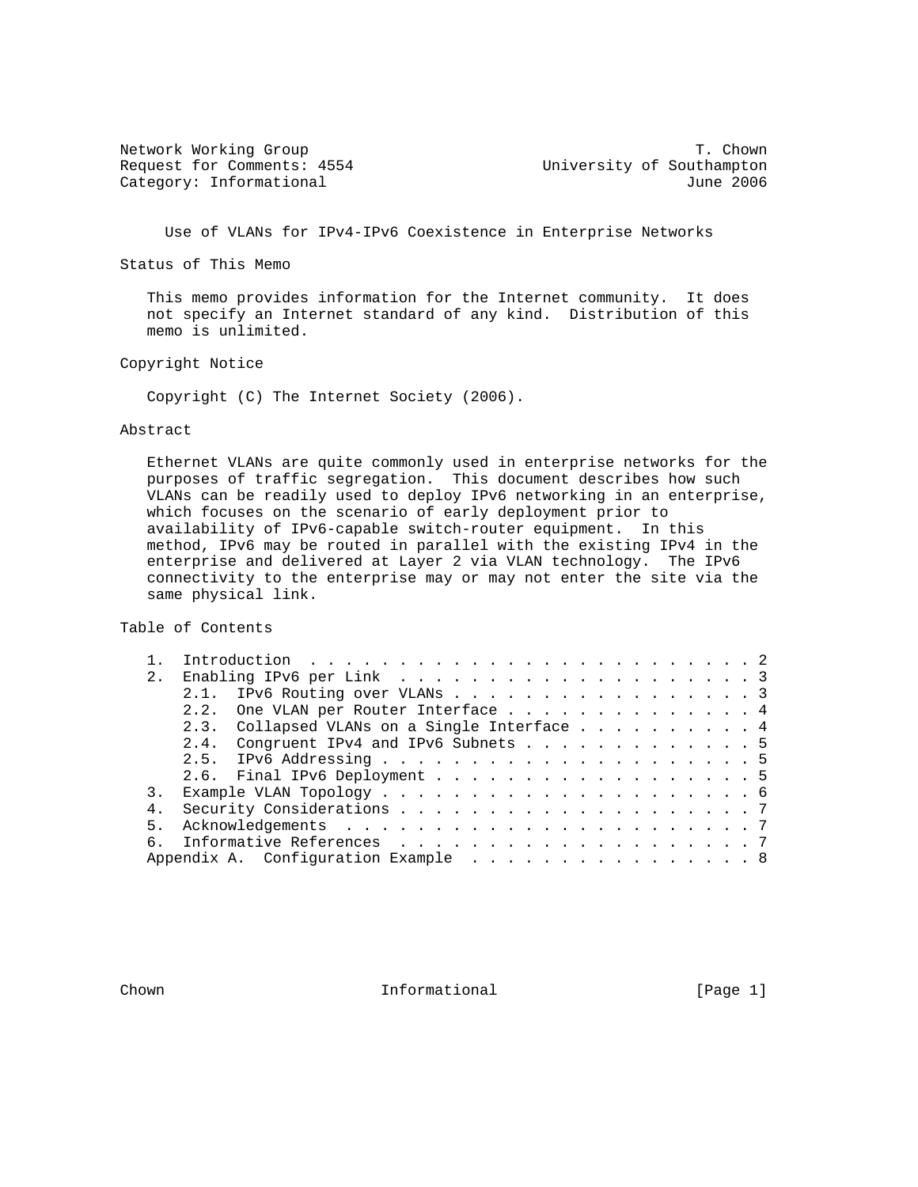Network Working Group T. Chown
Request for Comments: 4554 University of Southampton
Category: Informational June 2006

# Use of VLANs for IPv4-IPv6 Coexistence in Enterprise Networks

## Status of This Memo

This memo provides information for the Internet community. It does not specify an Internet standard of any kind. Distribution of this memo is unlimited.

## Copyright Notice

Copyright (C) The Internet Society (2006).

## Abstract

Ethernet VLANs are quite commonly used in enterprise networks for the purposes of traffic segregation. This document describes how such VLANs can be readily used to deploy IPv6 networking in an enterprise, which focuses on the scenario of early deployment prior to availability of IPv6-capable switch-router equipment. In this method, IPv6 may be routed in parallel with the existing IPv4 in the enterprise and delivered at Layer 2 via VLAN technology. The IPv6 connectivity to the enterprise may or may not enter the site via the same physical link.

## Table of Contents

```
   1.  Introduction . . . . . . . . . . . . . . . . . . . . . . . . . 2
   2.  Enabling IPv6 per Link  . . . . . . . . . . . . . . . . . . . . 3
     2.1.  IPv6 Routing over VLANs . . . . . . . . . . . . . . . . . . 3
     2.2.  One VLAN per Router Interface . . . . . . . . . . . . . . . 4
     2.3.  Collapsed VLANs on a Single Interface . . . . . . . . . . . 4
     2.4.  Congruent IPv4 and IPv6 Subnets . . . . . . . . . . . . . . 5
     2.5.  IPv6 Addressing . . . . . . . . . . . . . . . . . . . . . . 5
     2.6.  Final IPv6 Deployment . . . . . . . . . . . . . . . . . . . 5
   3.  Example VLAN Topology . . . . . . . . . . . . . . . . . . . . . 6
   4.  Security Considerations . . . . . . . . . . . . . . . . . . . . 7
   5.  Acknowledgements  . . . . . . . . . . . . . . . . . . . . . . . 7
   6.  Informative References  . . . . . . . . . . . . . . . . . . . . 7
   Appendix A.  Configuration Example  . . . . . . . . . . . . . . . . 8
```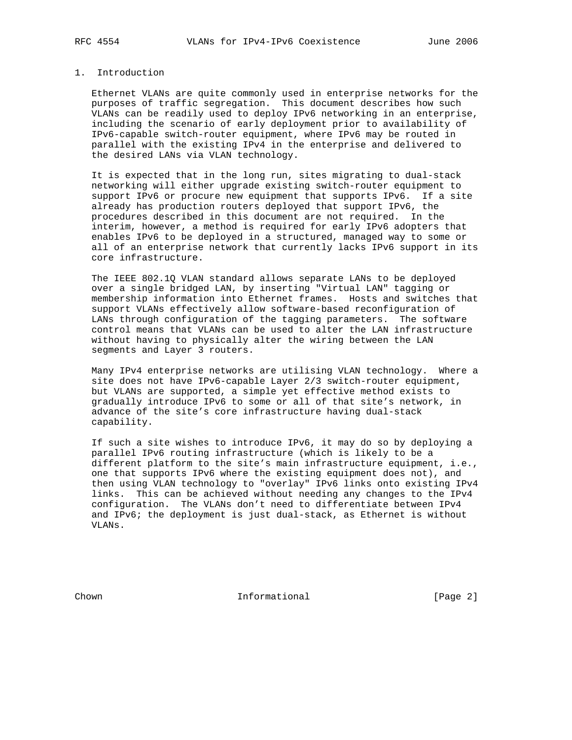## 1. Introduction

Ethernet VLANs are quite commonly used in enterprise networks for the purposes of traffic segregation. This document describes how such VLANs can be readily used to deploy IPv6 networking in an enterprise, including the scenario of early deployment prior to availability of IPv6-capable switch-router equipment, where IPv6 may be routed in parallel with the existing IPv4 in the enterprise and delivered to the desired LANs via VLAN technology.

It is expected that in the long run, sites migrating to dual-stack networking will either upgrade existing switch-router equipment to support IPv6 or procure new equipment that supports IPv6. If a site already has production routers deployed that support IPv6, the procedures described in this document are not required. In the interim, however, a method is required for early IPv6 adopters that enables IPv6 to be deployed in a structured, managed way to some or all of an enterprise network that currently lacks IPv6 support in its core infrastructure.

The IEEE 802.1Q VLAN standard allows separate LANs to be deployed over a single bridged LAN, by inserting "Virtual LAN" tagging or membership information into Ethernet frames. Hosts and switches that support VLANs effectively allow software-based reconfiguration of LANs through configuration of the tagging parameters. The software control means that VLANs can be used to alter the LAN infrastructure without having to physically alter the wiring between the LAN segments and Layer 3 routers.

Many IPv4 enterprise networks are utilising VLAN technology. Where a site does not have IPv6-capable Layer 2/3 switch-router equipment, but VLANs are supported, a simple yet effective method exists to gradually introduce IPv6 to some or all of that site's network, in advance of the site's core infrastructure having dual-stack capability.

If such a site wishes to introduce IPv6, it may do so by deploying a parallel IPv6 routing infrastructure (which is likely to be a different platform to the site's main infrastructure equipment, i.e., one that supports IPv6 where the existing equipment does not), and then using VLAN technology to "overlay" IPv6 links onto existing IPv4 links. This can be achieved without needing any changes to the IPv4 configuration. The VLANs don't need to differentiate between IPv4 and IPv6; the deployment is just dual-stack, as Ethernet is without VLANs.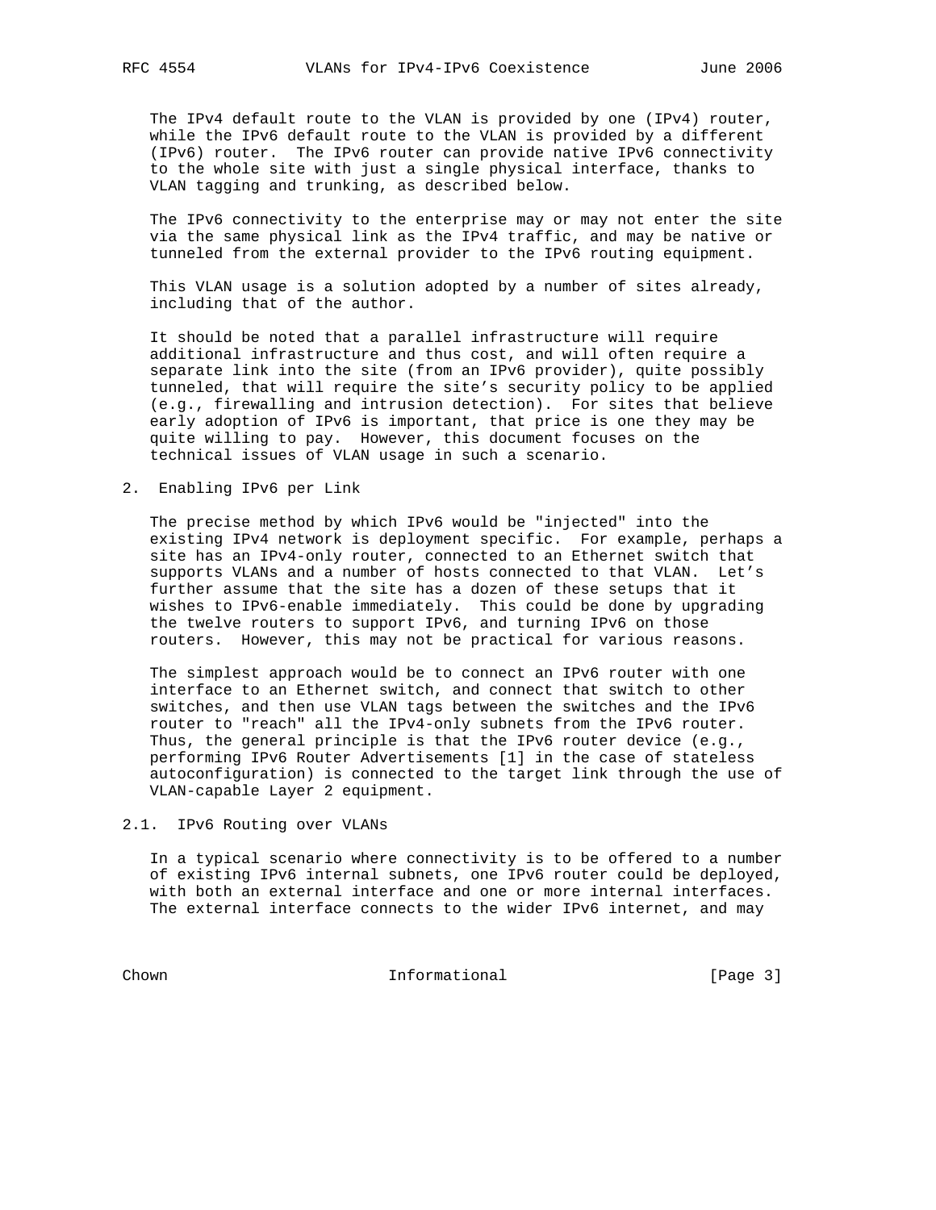The IPv4 default route to the VLAN is provided by one (IPv4) router, while the IPv6 default route to the VLAN is provided by a different (IPv6) router. The IPv6 router can provide native IPv6 connectivity to the whole site with just a single physical interface, thanks to VLAN tagging and trunking, as described below.

The IPv6 connectivity to the enterprise may or may not enter the site via the same physical link as the IPv4 traffic, and may be native or tunneled from the external provider to the IPv6 routing equipment.

This VLAN usage is a solution adopted by a number of sites already, including that of the author.

It should be noted that a parallel infrastructure will require additional infrastructure and thus cost, and will often require a separate link into the site (from an IPv6 provider), quite possibly tunneled, that will require the site's security policy to be applied (e.g., firewalling and intrusion detection). For sites that believe early adoption of IPv6 is important, that price is one they may be quite willing to pay. However, this document focuses on the technical issues of VLAN usage in such a scenario.

## 2. Enabling IPv6 per Link

The precise method by which IPv6 would be "injected" into the existing IPv4 network is deployment specific. For example, perhaps a site has an IPv4-only router, connected to an Ethernet switch that supports VLANs and a number of hosts connected to that VLAN. Let's further assume that the site has a dozen of these setups that it wishes to IPv6-enable immediately. This could be done by upgrading the twelve routers to support IPv6, and turning IPv6 on those routers. However, this may not be practical for various reasons.

The simplest approach would be to connect an IPv6 router with one interface to an Ethernet switch, and connect that switch to other switches, and then use VLAN tags between the switches and the IPv6 router to "reach" all the IPv4-only subnets from the IPv6 router. Thus, the general principle is that the IPv6 router device (e.g., performing IPv6 Router Advertisements [1] in the case of stateless autoconfiguration) is connected to the target link through the use of VLAN-capable Layer 2 equipment.

### 2.1. IPv6 Routing over VLANs

In a typical scenario where connectivity is to be offered to a number of existing IPv6 internal subnets, one IPv6 router could be deployed, with both an external interface and one or more internal interfaces. The external interface connects to the wider IPv6 internet, and may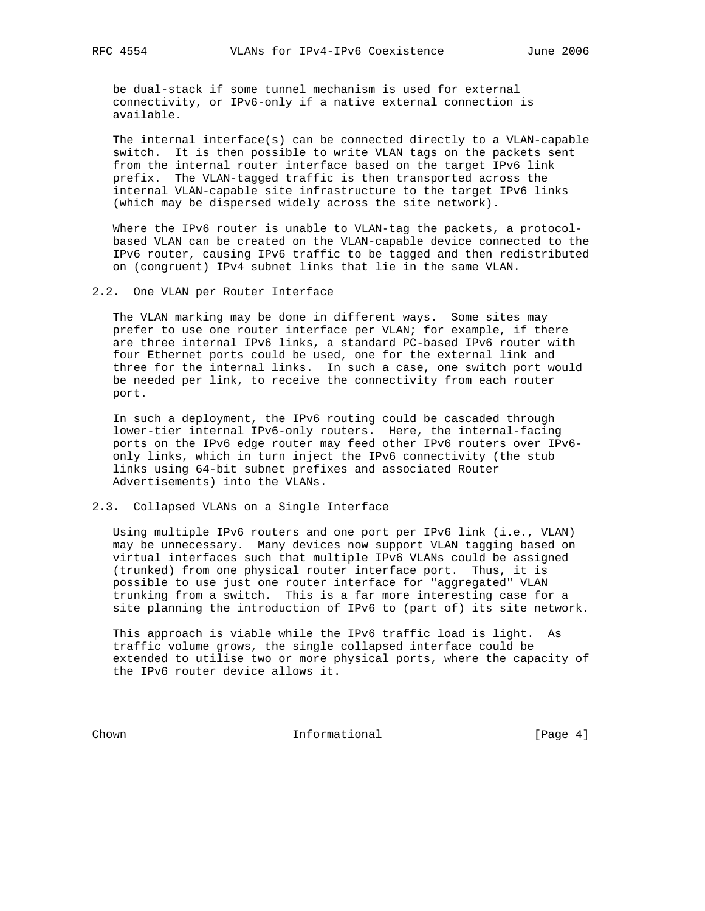be dual-stack if some tunnel mechanism is used for external connectivity, or IPv6-only if a native external connection is available.

The internal interface(s) can be connected directly to a VLAN-capable switch. It is then possible to write VLAN tags on the packets sent from the internal router interface based on the target IPv6 link prefix. The VLAN-tagged traffic is then transported across the internal VLAN-capable site infrastructure to the target IPv6 links (which may be dispersed widely across the site network).

Where the IPv6 router is unable to VLAN-tag the packets, a protocol-based VLAN can be created on the VLAN-capable device connected to the IPv6 router, causing IPv6 traffic to be tagged and then redistributed on (congruent) IPv4 subnet links that lie in the same VLAN.

## 2.2. One VLAN per Router Interface

The VLAN marking may be done in different ways. Some sites may prefer to use one router interface per VLAN; for example, if there are three internal IPv6 links, a standard PC-based IPv6 router with four Ethernet ports could be used, one for the external link and three for the internal links. In such a case, one switch port would be needed per link, to receive the connectivity from each router port.

In such a deployment, the IPv6 routing could be cascaded through lower-tier internal IPv6-only routers. Here, the internal-facing ports on the IPv6 edge router may feed other IPv6 routers over IPv6-only links, which in turn inject the IPv6 connectivity (the stub links using 64-bit subnet prefixes and associated Router Advertisements) into the VLANs.

## 2.3. Collapsed VLANs on a Single Interface

Using multiple IPv6 routers and one port per IPv6 link (i.e., VLAN) may be unnecessary. Many devices now support VLAN tagging based on virtual interfaces such that multiple IPv6 VLANs could be assigned (trunked) from one physical router interface port. Thus, it is possible to use just one router interface for "aggregated" VLAN trunking from a switch. This is a far more interesting case for a site planning the introduction of IPv6 to (part of) its site network.

This approach is viable while the IPv6 traffic load is light. As traffic volume grows, the single collapsed interface could be extended to utilise two or more physical ports, where the capacity of the IPv6 router device allows it.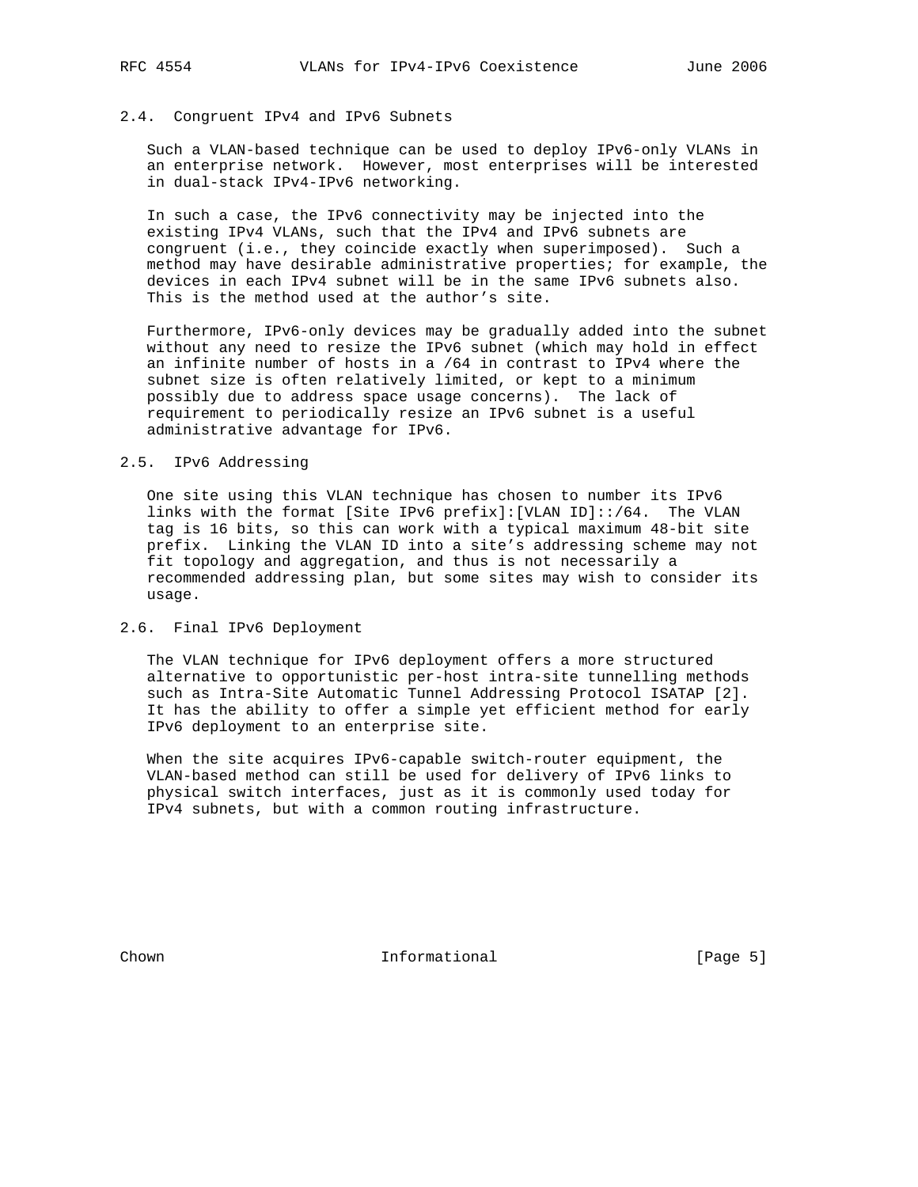## 2.4. Congruent IPv4 and IPv6 Subnets

Such a VLAN-based technique can be used to deploy IPv6-only VLANs in an enterprise network. However, most enterprises will be interested in dual-stack IPv4-IPv6 networking.

In such a case, the IPv6 connectivity may be injected into the existing IPv4 VLANs, such that the IPv4 and IPv6 subnets are congruent (i.e., they coincide exactly when superimposed). Such a method may have desirable administrative properties; for example, the devices in each IPv4 subnet will be in the same IPv6 subnets also. This is the method used at the author's site.

Furthermore, IPv6-only devices may be gradually added into the subnet without any need to resize the IPv6 subnet (which may hold in effect an infinite number of hosts in a /64 in contrast to IPv4 where the subnet size is often relatively limited, or kept to a minimum possibly due to address space usage concerns). The lack of requirement to periodically resize an IPv6 subnet is a useful administrative advantage for IPv6.

## 2.5. IPv6 Addressing

One site using this VLAN technique has chosen to number its IPv6 links with the format [Site IPv6 prefix]:[VLAN ID]::/64. The VLAN tag is 16 bits, so this can work with a typical maximum 48-bit site prefix. Linking the VLAN ID into a site's addressing scheme may not fit topology and aggregation, and thus is not necessarily a recommended addressing plan, but some sites may wish to consider its usage.

## 2.6. Final IPv6 Deployment

The VLAN technique for IPv6 deployment offers a more structured alternative to opportunistic per-host intra-site tunnelling methods such as Intra-Site Automatic Tunnel Addressing Protocol ISATAP [2]. It has the ability to offer a simple yet efficient method for early IPv6 deployment to an enterprise site.

When the site acquires IPv6-capable switch-router equipment, the VLAN-based method can still be used for delivery of IPv6 links to physical switch interfaces, just as it is commonly used today for IPv4 subnets, but with a common routing infrastructure.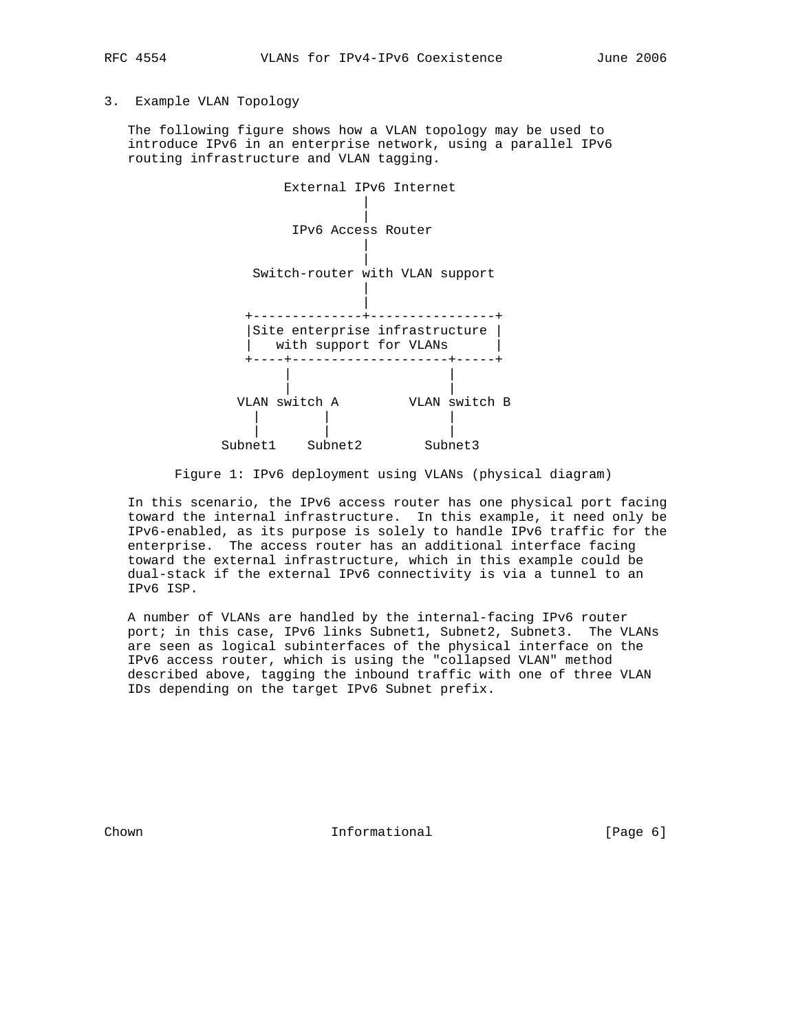## 3. Example VLAN Topology

The following figure shows how a VLAN topology may be used to introduce IPv6 in an enterprise network, using a parallel IPv6 routing infrastructure and VLAN tagging.

```
                    External IPv6 Internet
                               |
                               |
                     IPv6 Access Router
                               |
                               |
                Switch-router with VLAN support
                               |
                               |
               +--------------+----------------+
               |Site enterprise infrastructure |
               |   with support for VLANs      |
               +----+--------------------+-----+
                    |                    |
                    |                    |
              VLAN switch A         VLAN switch B
                 |        |              |
                 |        |              |
              Subnet1    Subnet2        Subnet3
```

Figure 1: IPv6 deployment using VLANs (physical diagram)

In this scenario, the IPv6 access router has one physical port facing toward the internal infrastructure. In this example, it need only be IPv6-enabled, as its purpose is solely to handle IPv6 traffic for the enterprise. The access router has an additional interface facing toward the external infrastructure, which in this example could be dual-stack if the external IPv6 connectivity is via a tunnel to an IPv6 ISP.

A number of VLANs are handled by the internal-facing IPv6 router port; in this case, IPv6 links Subnet1, Subnet2, Subnet3. The VLANs are seen as logical subinterfaces of the physical interface on the IPv6 access router, which is using the "collapsed VLAN" method described above, tagging the inbound traffic with one of three VLAN IDs depending on the target IPv6 Subnet prefix.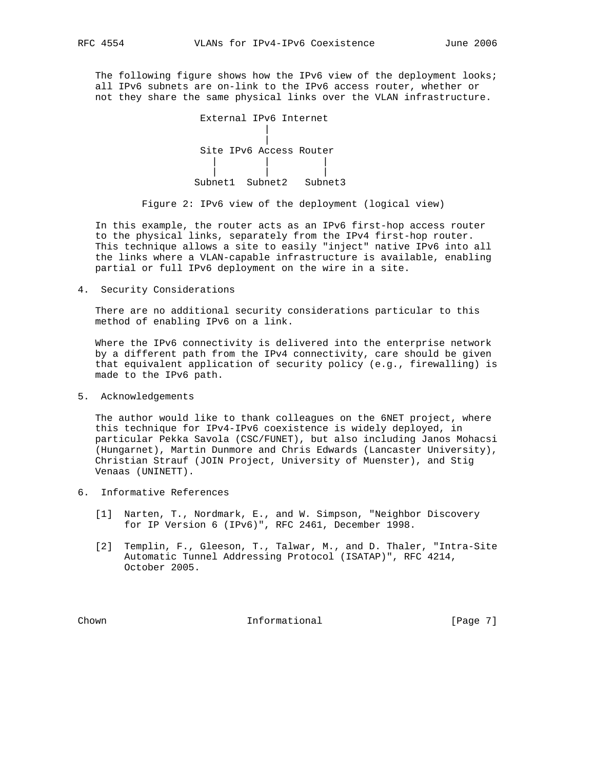The following figure shows how the IPv6 view of the deployment looks; all IPv6 subnets are on-link to the IPv6 access router, whether or not they share the same physical links over the VLAN infrastructure.

```
                  External IPv6 Internet
                            |
                            |
                  Site IPv6 Access Router
                    |       |         |
                    |       |         |
                 Subnet1  Subnet2   Subnet3
```

Figure 2: IPv6 view of the deployment (logical view)

In this example, the router acts as an IPv6 first-hop access router to the physical links, separately from the IPv4 first-hop router. This technique allows a site to easily "inject" native IPv6 into all the links where a VLAN-capable infrastructure is available, enabling partial or full IPv6 deployment on the wire in a site.

## 4. Security Considerations

There are no additional security considerations particular to this method of enabling IPv6 on a link.

Where the IPv6 connectivity is delivered into the enterprise network by a different path from the IPv4 connectivity, care should be given that equivalent application of security policy (e.g., firewalling) is made to the IPv6 path.

## 5. Acknowledgements

The author would like to thank colleagues on the 6NET project, where this technique for IPv4-IPv6 coexistence is widely deployed, in particular Pekka Savola (CSC/FUNET), but also including Janos Mohacsi (Hungarnet), Martin Dunmore and Chris Edwards (Lancaster University), Christian Strauf (JOIN Project, University of Muenster), and Stig Venaas (UNINETT).

## 6. Informative References

[1] Narten, T., Nordmark, E., and W. Simpson, "Neighbor Discovery for IP Version 6 (IPv6)", RFC 2461, December 1998.

[2] Templin, F., Gleeson, T., Talwar, M., and D. Thaler, "Intra-Site Automatic Tunnel Addressing Protocol (ISATAP)", RFC 4214, October 2005.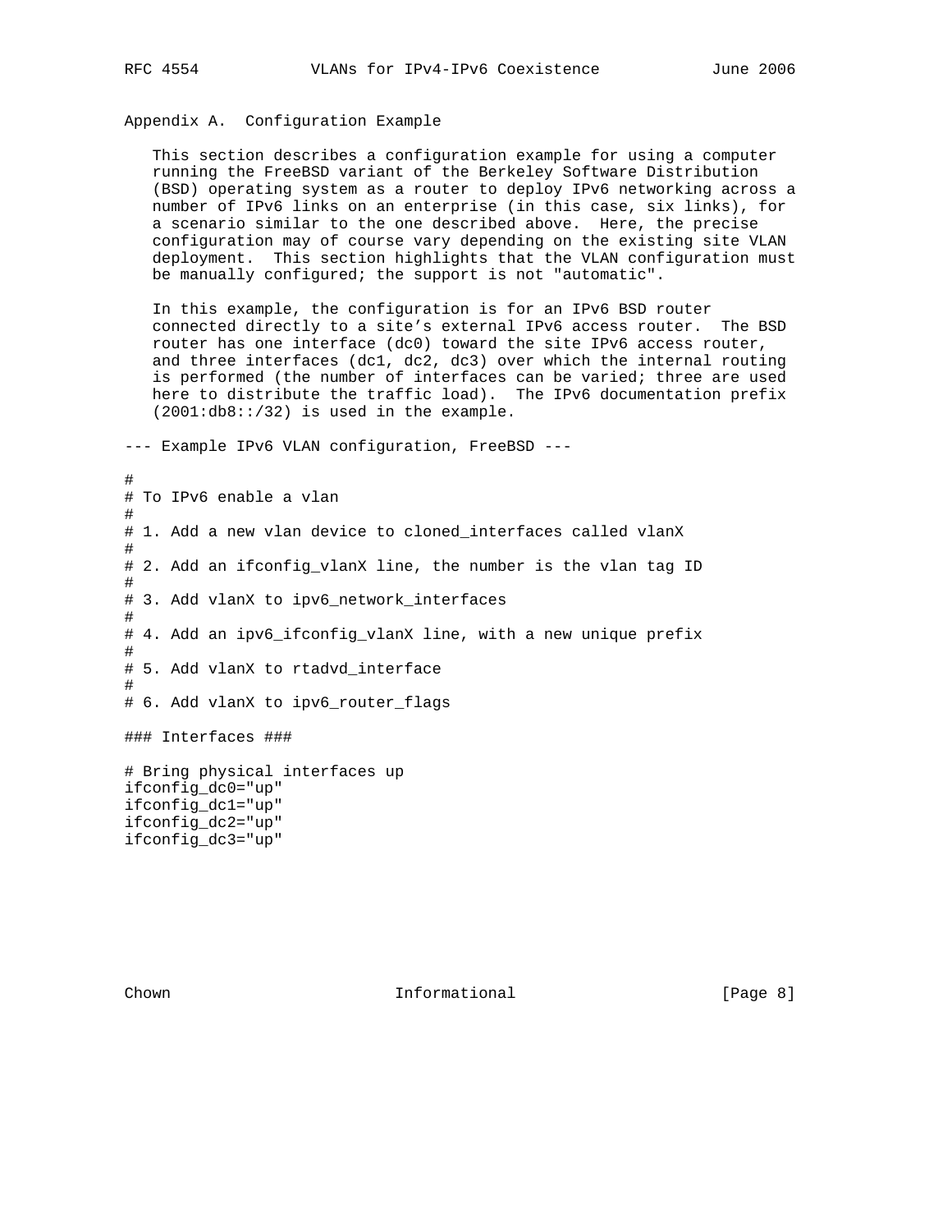## Appendix A. Configuration Example

This section describes a configuration example for using a computer running the FreeBSD variant of the Berkeley Software Distribution (BSD) operating system as a router to deploy IPv6 networking across a number of IPv6 links on an enterprise (in this case, six links), for a scenario similar to the one described above. Here, the precise configuration may of course vary depending on the existing site VLAN deployment. This section highlights that the VLAN configuration must be manually configured; the support is not "automatic".

In this example, the configuration is for an IPv6 BSD router connected directly to a site's external IPv6 access router. The BSD router has one interface (dc0) toward the site IPv6 access router, and three interfaces (dc1, dc2, dc3) over which the internal routing is performed (the number of interfaces can be varied; three are used here to distribute the traffic load). The IPv6 documentation prefix (2001:db8::/32) is used in the example.

```
--- Example IPv6 VLAN configuration, FreeBSD ---

#
# To IPv6 enable a vlan
#
# 1. Add a new vlan device to cloned_interfaces called vlanX
#
# 2. Add an ifconfig_vlanX line, the number is the vlan tag ID
#
# 3. Add vlanX to ipv6_network_interfaces
#
# 4. Add an ipv6_ifconfig_vlanX line, with a new unique prefix
#
# 5. Add vlanX to rtadvd_interface
#
# 6. Add vlanX to ipv6_router_flags

### Interfaces ###

# Bring physical interfaces up
ifconfig_dc0="up"
ifconfig_dc1="up"
ifconfig_dc2="up"
ifconfig_dc3="up"
```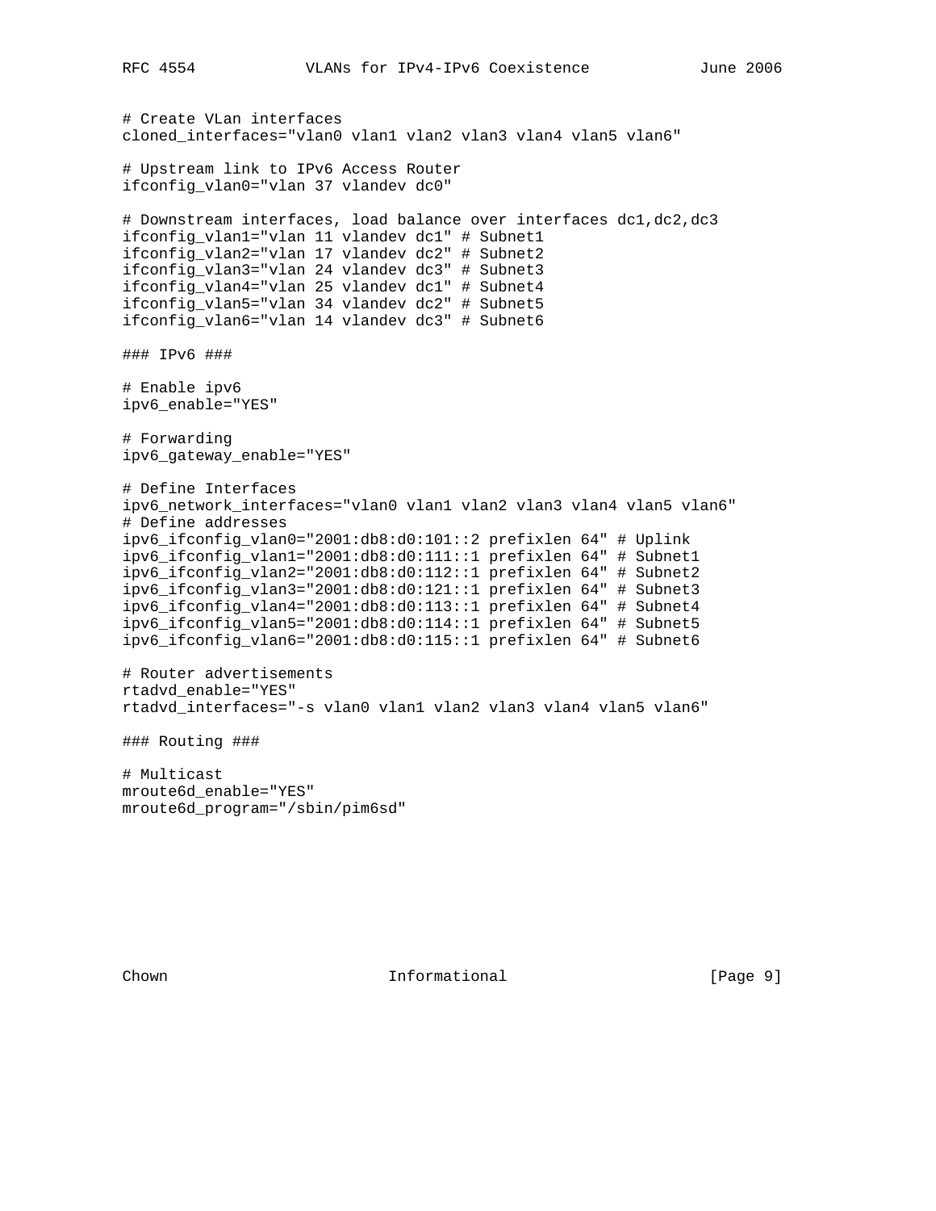```
# Create VLan interfaces
cloned_interfaces="vlan0 vlan1 vlan2 vlan3 vlan4 vlan5 vlan6"

# Upstream link to IPv6 Access Router
ifconfig_vlan0="vlan 37 vlandev dc0"

# Downstream interfaces, load balance over interfaces dc1,dc2,dc3
ifconfig_vlan1="vlan 11 vlandev dc1" # Subnet1
ifconfig_vlan2="vlan 17 vlandev dc2" # Subnet2
ifconfig_vlan3="vlan 24 vlandev dc3" # Subnet3
ifconfig_vlan4="vlan 25 vlandev dc1" # Subnet4
ifconfig_vlan5="vlan 34 vlandev dc2" # Subnet5
ifconfig_vlan6="vlan 14 vlandev dc3" # Subnet6

### IPv6 ###

# Enable ipv6
ipv6_enable="YES"

# Forwarding
ipv6_gateway_enable="YES"

# Define Interfaces
ipv6_network_interfaces="vlan0 vlan1 vlan2 vlan3 vlan4 vlan5 vlan6"
# Define addresses
ipv6_ifconfig_vlan0="2001:db8:d0:101::2 prefixlen 64" # Uplink
ipv6_ifconfig_vlan1="2001:db8:d0:111::1 prefixlen 64" # Subnet1
ipv6_ifconfig_vlan2="2001:db8:d0:112::1 prefixlen 64" # Subnet2
ipv6_ifconfig_vlan3="2001:db8:d0:121::1 prefixlen 64" # Subnet3
ipv6_ifconfig_vlan4="2001:db8:d0:113::1 prefixlen 64" # Subnet4
ipv6_ifconfig_vlan5="2001:db8:d0:114::1 prefixlen 64" # Subnet5
ipv6_ifconfig_vlan6="2001:db8:d0:115::1 prefixlen 64" # Subnet6

# Router advertisements
rtadvd_enable="YES"
rtadvd_interfaces="-s vlan0 vlan1 vlan2 vlan3 vlan4 vlan5 vlan6"

### Routing ###

# Multicast
mroute6d_enable="YES"
mroute6d_program="/sbin/pim6sd"
```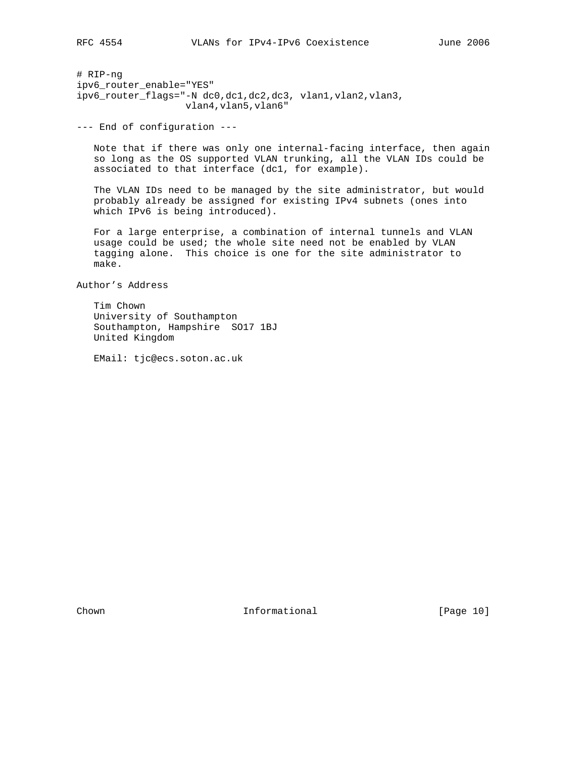```
# RIP-ng
ipv6_router_enable="YES"
ipv6_router_flags="-N dc0,dc1,dc2,dc3, vlan1,vlan2,vlan3,
                   vlan4,vlan5,vlan6"
```

--- End of configuration ---

Note that if there was only one internal-facing interface, then again so long as the OS supported VLAN trunking, all the VLAN IDs could be associated to that interface (dc1, for example).

The VLAN IDs need to be managed by the site administrator, but would probably already be assigned for existing IPv4 subnets (ones into which IPv6 is being introduced).

For a large enterprise, a combination of internal tunnels and VLAN usage could be used; the whole site need not be enabled by VLAN tagging alone. This choice is one for the site administrator to make.

Author's Address

Tim Chown
University of Southampton
Southampton, Hampshire SO17 1BJ
United Kingdom

EMail: tjc@ecs.soton.ac.uk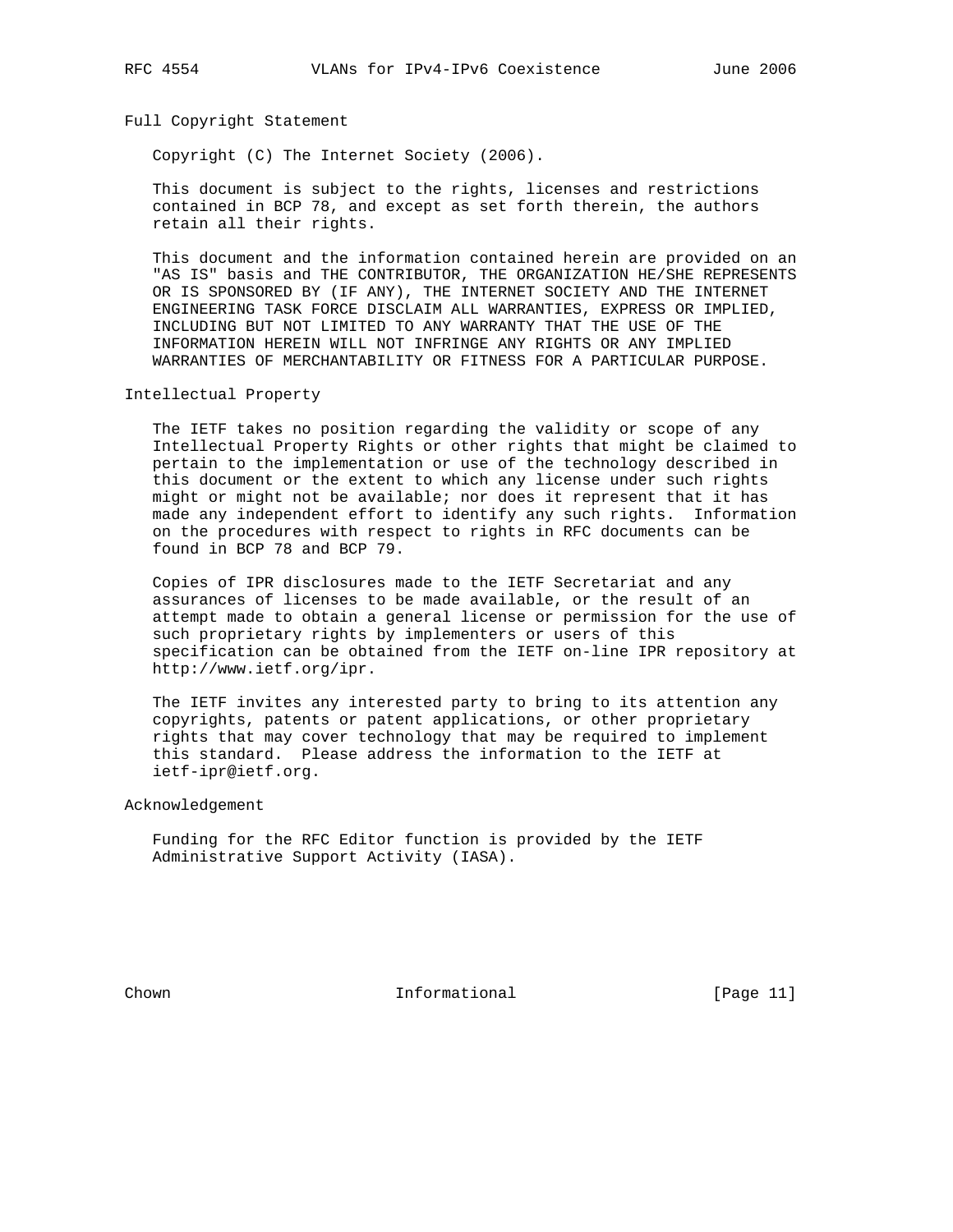## Full Copyright Statement

Copyright (C) The Internet Society (2006).

This document is subject to the rights, licenses and restrictions contained in BCP 78, and except as set forth therein, the authors retain all their rights.

This document and the information contained herein are provided on an "AS IS" basis and THE CONTRIBUTOR, THE ORGANIZATION HE/SHE REPRESENTS OR IS SPONSORED BY (IF ANY), THE INTERNET SOCIETY AND THE INTERNET ENGINEERING TASK FORCE DISCLAIM ALL WARRANTIES, EXPRESS OR IMPLIED, INCLUDING BUT NOT LIMITED TO ANY WARRANTY THAT THE USE OF THE INFORMATION HEREIN WILL NOT INFRINGE ANY RIGHTS OR ANY IMPLIED WARRANTIES OF MERCHANTABILITY OR FITNESS FOR A PARTICULAR PURPOSE.

## Intellectual Property

The IETF takes no position regarding the validity or scope of any Intellectual Property Rights or other rights that might be claimed to pertain to the implementation or use of the technology described in this document or the extent to which any license under such rights might or might not be available; nor does it represent that it has made any independent effort to identify any such rights. Information on the procedures with respect to rights in RFC documents can be found in BCP 78 and BCP 79.

Copies of IPR disclosures made to the IETF Secretariat and any assurances of licenses to be made available, or the result of an attempt made to obtain a general license or permission for the use of such proprietary rights by implementers or users of this specification can be obtained from the IETF on-line IPR repository at http://www.ietf.org/ipr.

The IETF invites any interested party to bring to its attention any copyrights, patents or patent applications, or other proprietary rights that may cover technology that may be required to implement this standard. Please address the information to the IETF at ietf-ipr@ietf.org.

## Acknowledgement

Funding for the RFC Editor function is provided by the IETF Administrative Support Activity (IASA).